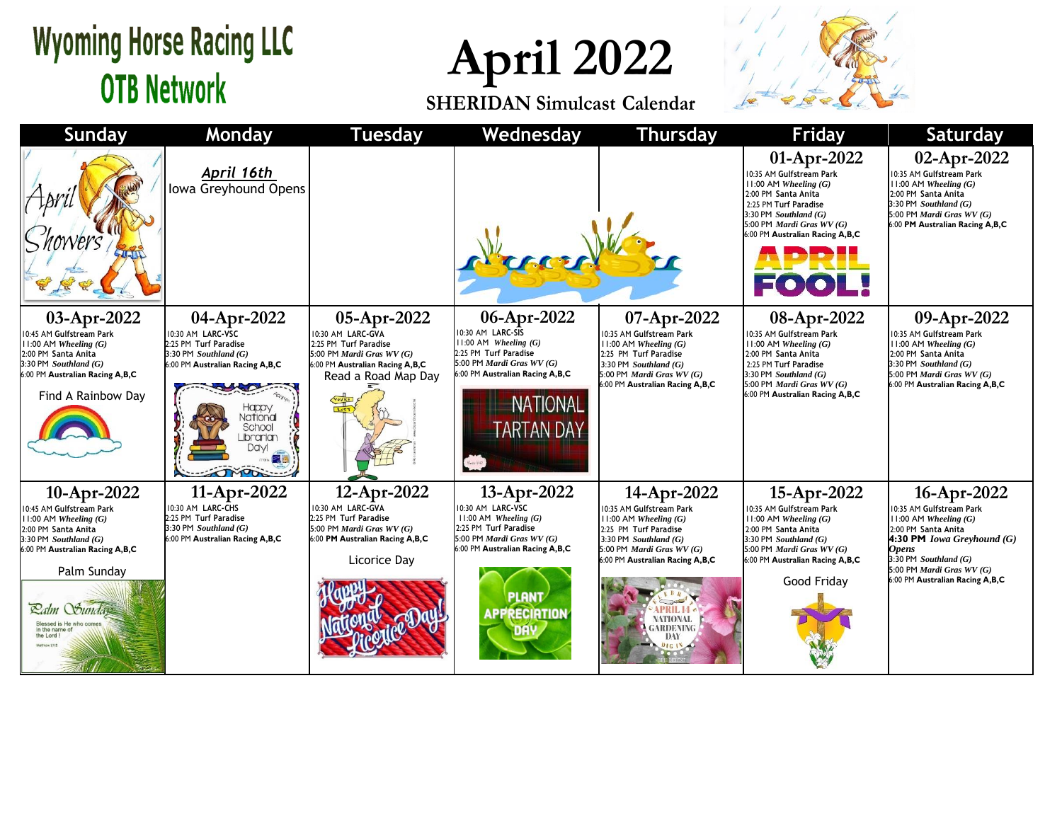# Wyoming Horse Racing LLC
## OTB Network

# April 2022
### SHERIDAN Simulcast Calendar

| Sunday | Monday | Tuesday | Wednesday | Thursday | Friday | Saturday |
|---|---|---|---|---|---|---|
| April Showers | ***April 16th*** Iowa Greyhound Opens | | | | **01-Apr-2022**<br>10:35 AM Gulfstream Park<br>11:00 AM *Wheeling (G)*<br>2:00 PM Santa Anita<br>2:25 PM Turf Paradise<br>3:30 PM *Southland (G)*<br>5:00 PM *Mardi Gras WV (G)*<br>6:00 PM **Australian Racing A,B,C**<br>APRIL FOOL! | **02-Apr-2022**<br>10:35 AM Gulfstream Park<br>11:00 AM *Wheeling (G)*<br>2:00 PM Santa Anita<br>3:30 PM *Southland (G)*<br>5:00 PM *Mardi Gras WV (G)*<br>6:00 **PM Australian Racing A,B,C** |
| **03-Apr-2022**<br>10:45 AM Gulfstream Park<br>11:00 AM *Wheeling (G)*<br>2:00 PM Santa Anita<br>3:30 PM *Southland (G)*<br>6:00 PM **Australian Racing A,B,C**<br>Find A Rainbow Day | **04-Apr-2022**<br>10:30 AM LARC-VSC<br>2:25 PM Turf Paradise<br>3:30 PM *Southland (G)*<br>6:00 PM **Australian Racing A,B,C**<br>Happy National School Librarian Day! | **05-Apr-2022**<br>10:30 AM LARC-GVA<br>2:25 PM Turf Paradise<br>5:00 PM *Mardi Gras WV (G)*<br>6:00 PM **Australian Racing A,B,C**<br>Read a Road Map Day | **06-Apr-2022**<br>10:30 AM LARC-SIS<br>11:00 AM *Wheeling (G)*<br>2:25 PM Turf Paradise<br>5:00 PM *Mardi Gras WV (G)*<br>6:00 PM **Australian Racing A,B,C**<br>NATIONAL TARTAN DAY | **07-Apr-2022**<br>10:35 AM Gulfstream Park<br>11:00 AM *Wheeling (G)*<br>2:25 PM Turf Paradise<br>3:30 PM *Southland (G)*<br>5:00 PM *Mardi Gras WV (G)*<br>6:00 PM **Australian Racing A,B,C** | **08-Apr-2022**<br>10:35 AM Gulfstream Park<br>11:00 AM *Wheeling (G)*<br>2:00 PM Santa Anita<br>2:25 PM Turf Paradise<br>3:30 PM *Southland (G)*<br>5:00 PM *Mardi Gras WV (G)*<br>6:00 PM **Australian Racing A,B,C** | **09-Apr-2022**<br>10:35 AM Gulfstream Park<br>11:00 AM *Wheeling (G)*<br>2:00 PM Santa Anita<br>3:30 PM *Southland (G)*<br>5:00 PM *Mardi Gras WV (G)*<br>6:00 PM **Australian Racing A,B,C** |
| **10-Apr-2022**<br>10:45 AM Gulfstream Park<br>11:00 AM *Wheeling (G)*<br>2:00 PM Santa Anita<br>3:30 PM *Southland (G)*<br>6:00 PM **Australian Racing A,B,C**<br>Palm Sunday<br>Palm Sunday<br>Blessed is He who comes in the name of the Lord! | **11-Apr-2022**<br>10:30 AM LARC-CHS<br>2:25 PM Turf Paradise<br>3:30 PM *Southland (G)*<br>6:00 PM **Australian Racing A,B,C** | **12-Apr-2022**<br>10:30 AM LARC-GVA<br>2:25 PM Turf Paradise<br>5:00 PM *Mardi Gras WV (G)*<br>6:00 PM **Australian Racing A,B,C**<br>Licorice Day<br>Happy National Licorice Day! | **13-Apr-2022**<br>10:30 AM LARC-VSC<br>11:00 AM *Wheeling (G)*<br>2:25 PM Turf Paradise<br>5:00 PM *Mardi Gras WV (G)*<br>6:00 PM **Australian Racing A,B,C**<br>PLANT APPRECIATION DAY | **14-Apr-2022**<br>10:35 AM Gulfstream Park<br>11:00 AM *Wheeling (G)*<br>2:25 PM Turf Paradise<br>3:30 PM *Southland (G)*<br>5:00 PM *Mardi Gras WV (G)*<br>6:00 PM **Australian Racing A,B,C**<br>APRIL 14 NATIONAL GARDENING DAY DIG IN | **15-Apr-2022**<br>10:35 AM Gulfstream Park<br>11:00 AM *Wheeling (G)*<br>2:00 PM Santa Anita<br>3:30 PM *Southland (G)*<br>5:00 PM *Mardi Gras WV (G)*<br>6:00 PM **Australian Racing A,B,C**<br>Good Friday | **16-Apr-2022**<br>10:35 AM Gulfstream Park<br>11:00 AM *Wheeling (G)*<br>2:00 PM Santa Anita<br>**4:30 PM** ***Iowa Greyhound (G) Opens***<br>3:30 PM *Southland (G)*<br>5:00 PM *Mardi Gras WV (G)*<br>6:00 PM **Australian Racing A,B,C** |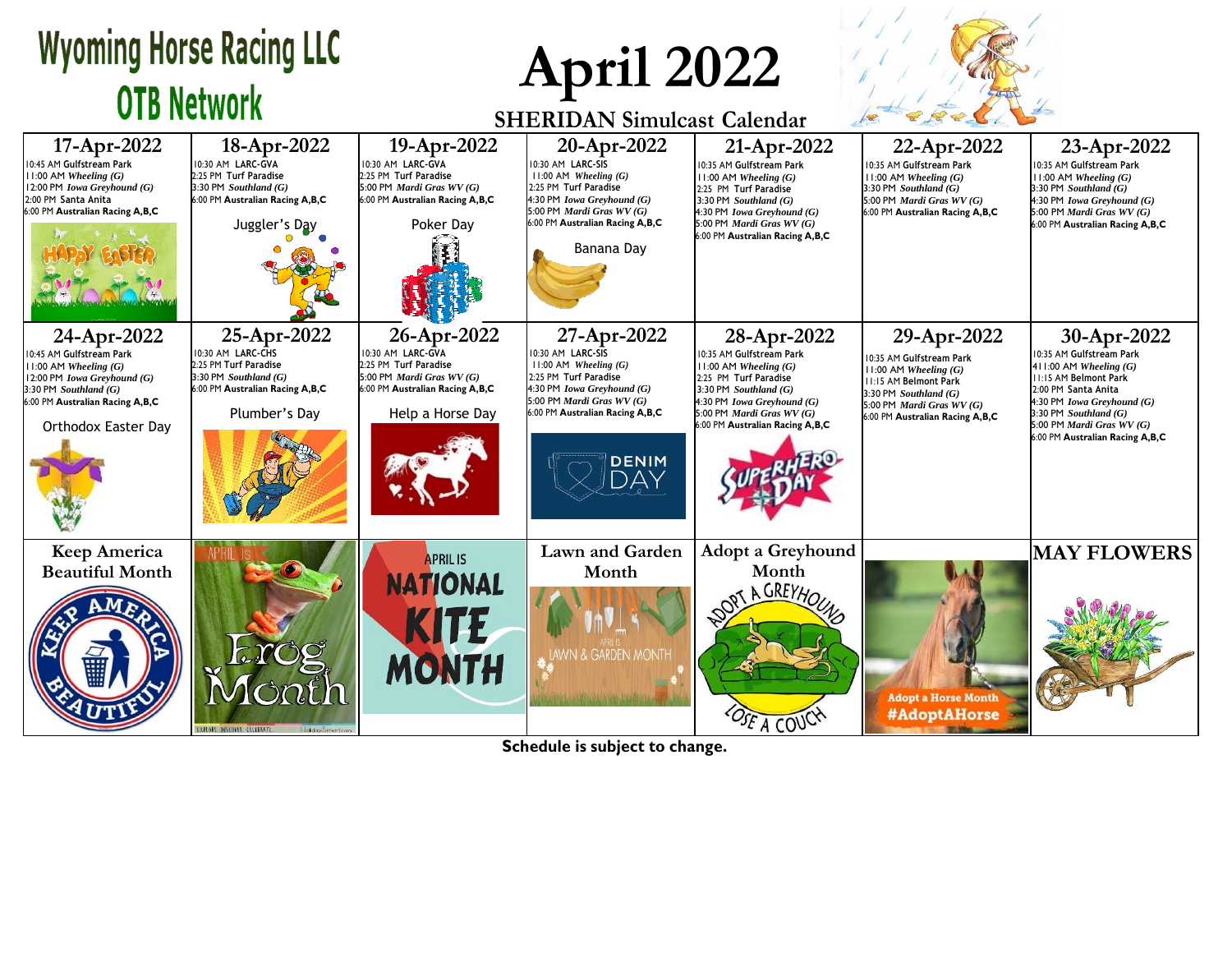# Wyoming Horse Racing LLC OTB Network

# April 2022

## SHERIDAN Simulcast Calendar

| 17-Apr-2022 | 18-Apr-2022 | 19-Apr-2022 | 20-Apr-2022 | 21-Apr-2022 | 22-Apr-2022 | 23-Apr-2022 |
|---|---|---|---|---|---|---|
| 10:45 AM Gulfstream Park<br>11:00 AM *Wheeling (G)*<br>12:00 PM *Iowa Greyhound (G)*<br>2:00 PM Santa Anita<br>6:00 PM **Australian Racing A,B,C**<br>HAPPY EASTER | 10:30 AM LARC-GVA<br>2:25 PM Turf Paradise<br>3:30 PM *Southland (G)*<br>6:00 PM **Australian Racing A,B,C**<br>Juggler's Day | 10:30 AM LARC-GVA<br>2:25 PM Turf Paradise<br>5:00 PM *Mardi Gras WV (G)*<br>6:00 PM **Australian Racing A,B,C**<br>Poker Day | 10:30 AM LARC-SIS<br>11:00 AM *Wheeling (G)*<br>2:25 PM Turf Paradise<br>4:30 PM *Iowa Greyhound (G)*<br>5:00 PM *Mardi Gras WV (G)*<br>6:00 PM **Australian Racing A,B,C**<br>Banana Day | 10:35 AM Gulfstream Park<br>11:00 AM *Wheeling (G)*<br>2:25 PM Turf Paradise<br>3:30 PM *Southland (G)*<br>4:30 PM *Iowa Greyhound (G)*<br>5:00 PM *Mardi Gras WV (G)*<br>6:00 PM **Australian Racing A,B,C** | 10:35 AM Gulfstream Park<br>11:00 AM *Wheeling (G)*<br>3:30 PM *Southland (G)*<br>5:00 PM *Mardi Gras WV (G)*<br>6:00 PM **Australian Racing A,B,C** | 10:35 AM Gulfstream Park<br>11:00 AM *Wheeling (G)*<br>3:30 PM *Southland (G)*<br>4:30 PM *Iowa Greyhound (G)*<br>5:00 PM *Mardi Gras WV (G)*<br>6:00 PM **Australian Racing A,B,C** |
| **24-Apr-2022** | **25-Apr-2022** | **26-Apr-2022** | **27-Apr-2022** | **28-Apr-2022** | **29-Apr-2022** | **30-Apr-2022** |
| 10:45 AM Gulfstream Park<br>11:00 AM *Wheeling (G)*<br>12:00 PM *Iowa Greyhound (G)*<br>3:30 PM *Southland (G)*<br>6:00 PM **Australian Racing A,B,C**<br>Orthodox Easter Day | 10:30 AM LARC-CHS<br>2:25 PM Turf Paradise<br>3:30 PM *Southland (G)*<br>6:00 PM **Australian Racing A,B,C**<br>Plumber's Day | 10:30 AM LARC-GVA<br>2:25 PM Turf Paradise<br>5:00 PM *Mardi Gras WV (G)*<br>6:00 PM **Australian Racing A,B,C**<br>Help a Horse Day | 10:30 AM LARC-SIS<br>11:00 AM *Wheeling (G)*<br>2:25 PM Turf Paradise<br>4:30 PM *Iowa Greyhound (G)*<br>5:00 PM *Mardi Gras WV (G)*<br>6:00 PM **Australian Racing A,B,C**<br>DENIM DAY | 10:35 AM Gulfstream Park<br>11:00 AM *Wheeling (G)*<br>2:25 PM Turf Paradise<br>3:30 PM *Southland (G)*<br>4:30 PM *Iowa Greyhound (G)*<br>5:00 PM *Mardi Gras WV (G)*<br>6:00 PM **Australian Racing A,B,C**<br>SUPERHERO DAY | 10:35 AM Gulfstream Park<br>11:00 AM *Wheeling (G)*<br>11:15 AM Belmont Park<br>3:30 PM *Southland (G)*<br>5:00 PM *Mardi Gras WV (G)*<br>6:00 PM **Australian Racing A,B,C** | 10:35 AM Gulfstream Park<br>411:00 AM *Wheeling (G)*<br>11:15 AM Belmont Park<br>2:00 PM Santa Anita<br>4:30 PM *Iowa Greyhound (G)*<br>3:30 PM *Southland (G)*<br>5:00 PM *Mardi Gras WV (G)*<br>6:00 PM **Australian Racing A,B,C** |
| **Keep America Beautiful Month**<br>KEEP AMERICA BEAUTIFUL | APRIL IS Frog Month<br>EXPLORE. DISCOVER. CELEBRATE. | APRIL IS NATIONAL KITE MONTH | **Lawn and Garden Month**<br>APRIL IS LAWN & GARDEN MONTH | **Adopt a Greyhound Month**<br>ADOPT A GREYHOUND LOSE A COUCH | Adopt a Horse Month #AdoptAHorse | **MAY FLOWERS** |

**Schedule is subject to change.**